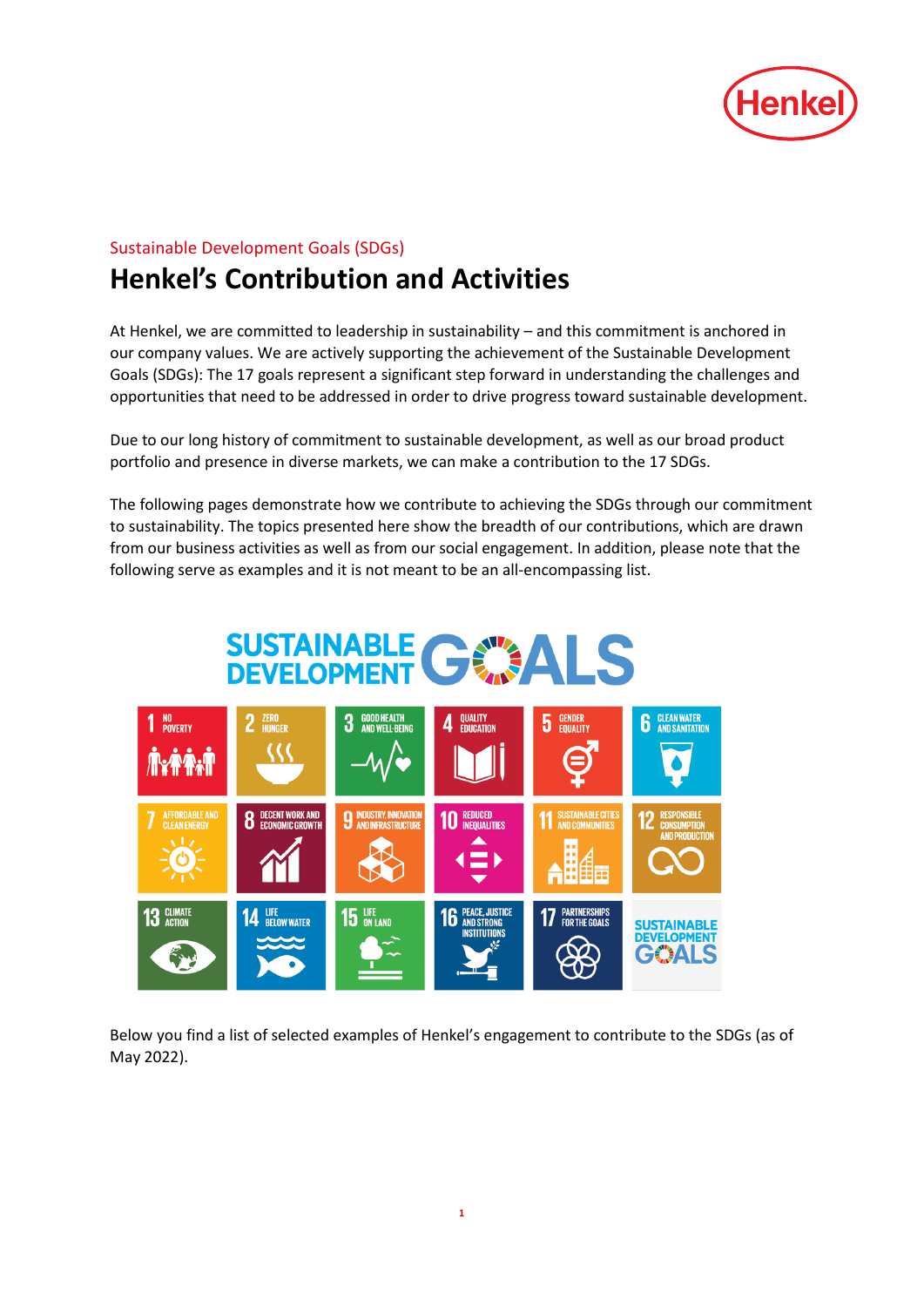Sustainable Development Goals (SDGs)

# Henkel's Contribution and Activities

At Henkel, we are committed to leadership in sustainability – and this commitment is anchored in our company values. We are actively supporting the achievement of the Sustainable Development Goals (SDGs): The 17 goals represent a significant step forward in understanding the challenges and opportunities that need to be addressed in order to drive progress toward sustainable development.

Due to our long history of commitment to sustainable development, as well as our broad product portfolio and presence in diverse markets, we can make a contribution to the 17 SDGs.

The following pages demonstrate how we contribute to achieving the SDGs through our commitment to sustainability. The topics presented here show the breadth of our contributions, which are drawn from our business activities as well as from our social engagement. In addition, please note that the following serve as examples and it is not meant to be an all-encompassing list.

Below you find a list of selected examples of Henkel's engagement to contribute to the SDGs (as of May 2022).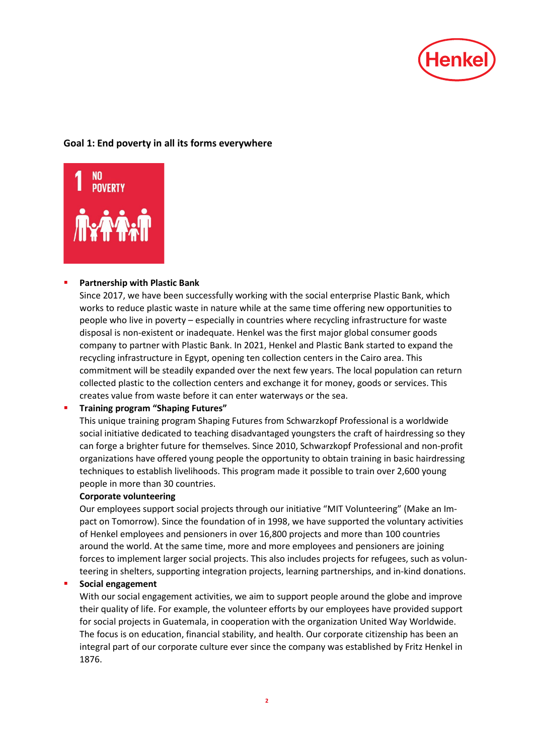## Goal 1: End poverty in all its forms everywhere

- **Partnership with Plastic Bank**
  Since 2017, we have been successfully working with the social enterprise Plastic Bank, which works to reduce plastic waste in nature while at the same time offering new opportunities to people who live in poverty – especially in countries where recycling infrastructure for waste disposal is non-existent or inadequate. Henkel was the first major global consumer goods company to partner with Plastic Bank. In 2021, Henkel and Plastic Bank started to expand the recycling infrastructure in Egypt, opening ten collection centers in the Cairo area. This commitment will be steadily expanded over the next few years. The local population can return collected plastic to the collection centers and exchange it for money, goods or services. This creates value from waste before it can enter waterways or the sea.
- **Training program "Shaping Futures"**
  This unique training program Shaping Futures from Schwarzkopf Professional is a worldwide social initiative dedicated to teaching disadvantaged youngsters the craft of hairdressing so they can forge a brighter future for themselves. Since 2010, Schwarzkopf Professional and non-profit organizations have offered young people the opportunity to obtain training in basic hairdressing techniques to establish livelihoods. This program made it possible to train over 2,600 young people in more than 30 countries.
  **Corporate volunteering**
  Our employees support social projects through our initiative "MIT Volunteering" (Make an Impact on Tomorrow). Since the foundation of in 1998, we have supported the voluntary activities of Henkel employees and pensioners in over 16,800 projects and more than 100 countries around the world. At the same time, more and more employees and pensioners are joining forces to implement larger social projects. This also includes projects for refugees, such as volunteering in shelters, supporting integration projects, learning partnerships, and in-kind donations.
- **Social engagement**
  With our social engagement activities, we aim to support people around the globe and improve their quality of life. For example, the volunteer efforts by our employees have provided support for social projects in Guatemala, in cooperation with the organization United Way Worldwide. The focus is on education, financial stability, and health. Our corporate citizenship has been an integral part of our corporate culture ever since the company was established by Fritz Henkel in 1876.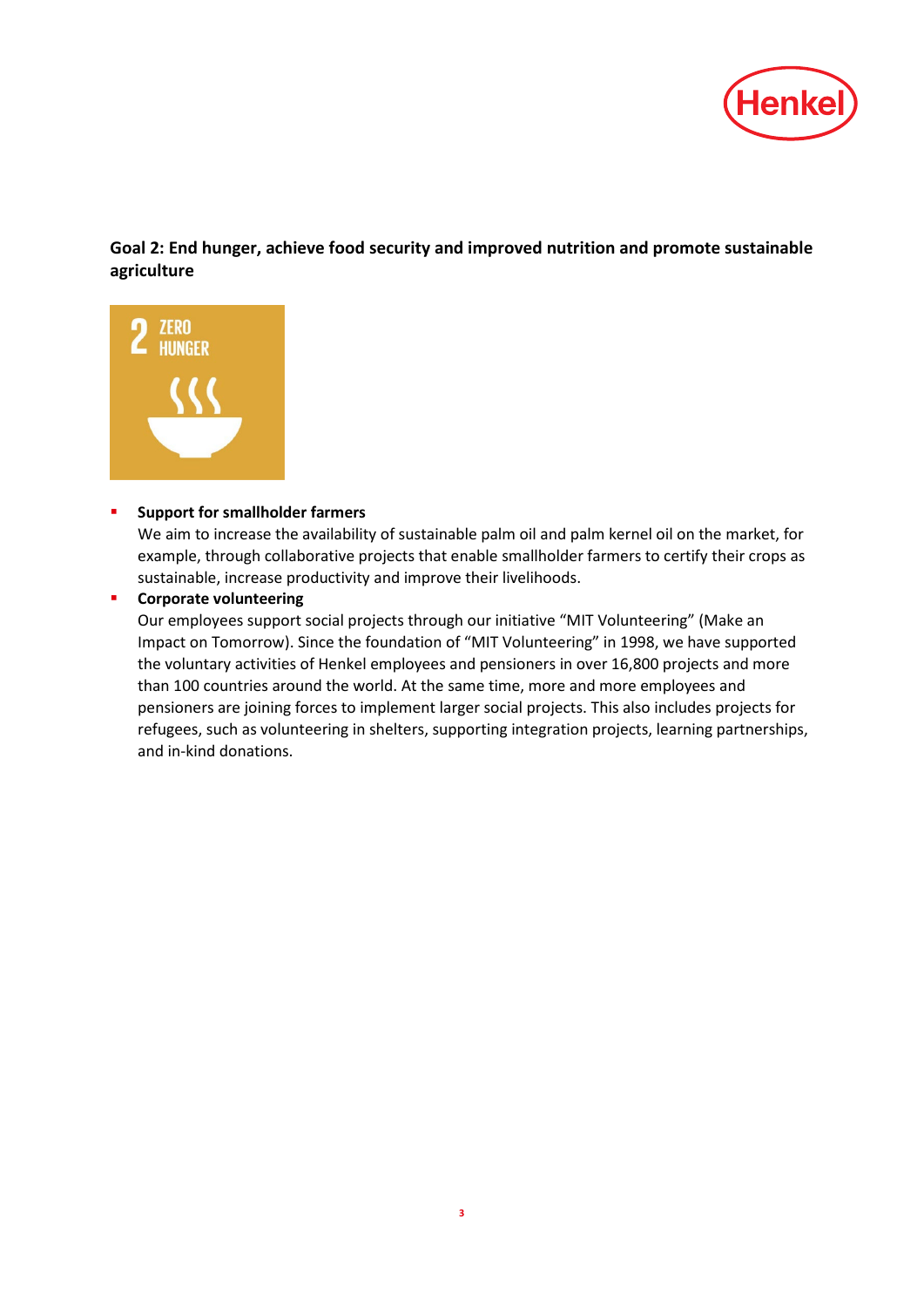**Goal 2: End hunger, achieve food security and improved nutrition and promote sustainable agriculture**

- **Support for smallholder farmers**
  We aim to increase the availability of sustainable palm oil and palm kernel oil on the market, for example, through collaborative projects that enable smallholder farmers to certify their crops as sustainable, increase productivity and improve their livelihoods.
- **Corporate volunteering**
  Our employees support social projects through our initiative “MIT Volunteering” (Make an Impact on Tomorrow). Since the foundation of “MIT Volunteering” in 1998, we have supported the voluntary activities of Henkel employees and pensioners in over 16,800 projects and more than 100 countries around the world. At the same time, more and more employees and pensioners are joining forces to implement larger social projects. This also includes projects for refugees, such as volunteering in shelters, supporting integration projects, learning partnerships, and in-kind donations.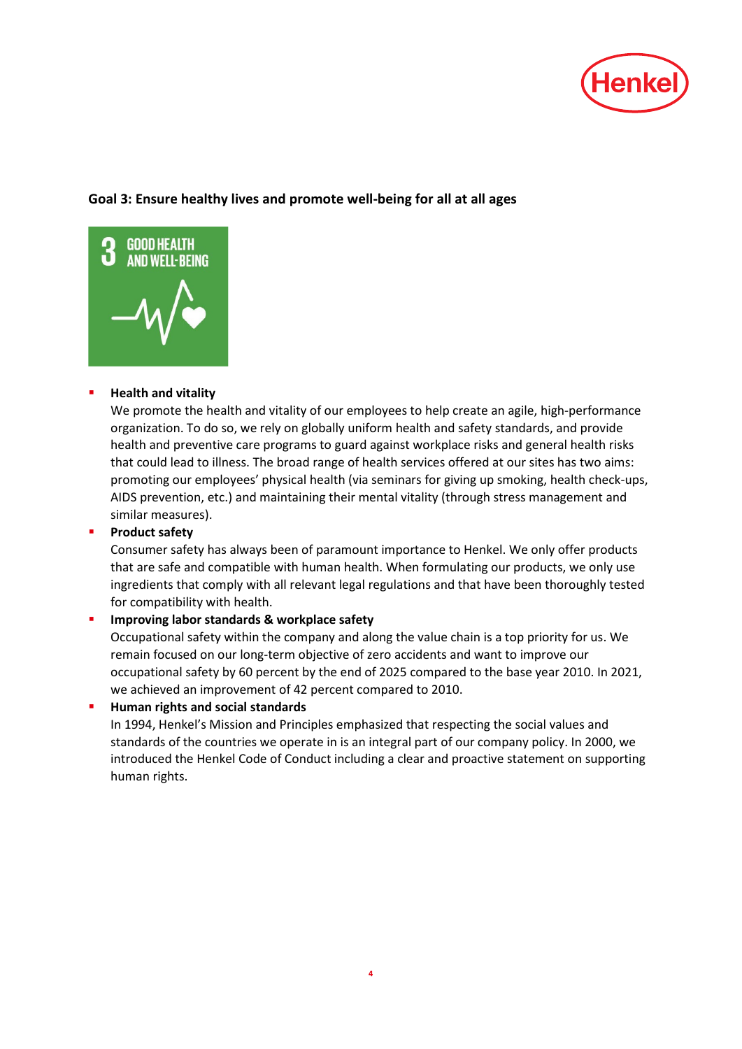**Goal 3: Ensure healthy lives and promote well-being for all at all ages**

- **Health and vitality**
  We promote the health and vitality of our employees to help create an agile, high-performance organization. To do so, we rely on globally uniform health and safety standards, and provide health and preventive care programs to guard against workplace risks and general health risks that could lead to illness. The broad range of health services offered at our sites has two aims: promoting our employees' physical health (via seminars for giving up smoking, health check-ups, AIDS prevention, etc.) and maintaining their mental vitality (through stress management and similar measures).
- **Product safety**
  Consumer safety has always been of paramount importance to Henkel. We only offer products that are safe and compatible with human health. When formulating our products, we only use ingredients that comply with all relevant legal regulations and that have been thoroughly tested for compatibility with health.
- **Improving labor standards & workplace safety**
  Occupational safety within the company and along the value chain is a top priority for us. We remain focused on our long-term objective of zero accidents and want to improve our occupational safety by 60 percent by the end of 2025 compared to the base year 2010. In 2021, we achieved an improvement of 42 percent compared to 2010.
- **Human rights and social standards**
  In 1994, Henkel's Mission and Principles emphasized that respecting the social values and standards of the countries we operate in is an integral part of our company policy. In 2000, we introduced the Henkel Code of Conduct including a clear and proactive statement on supporting human rights.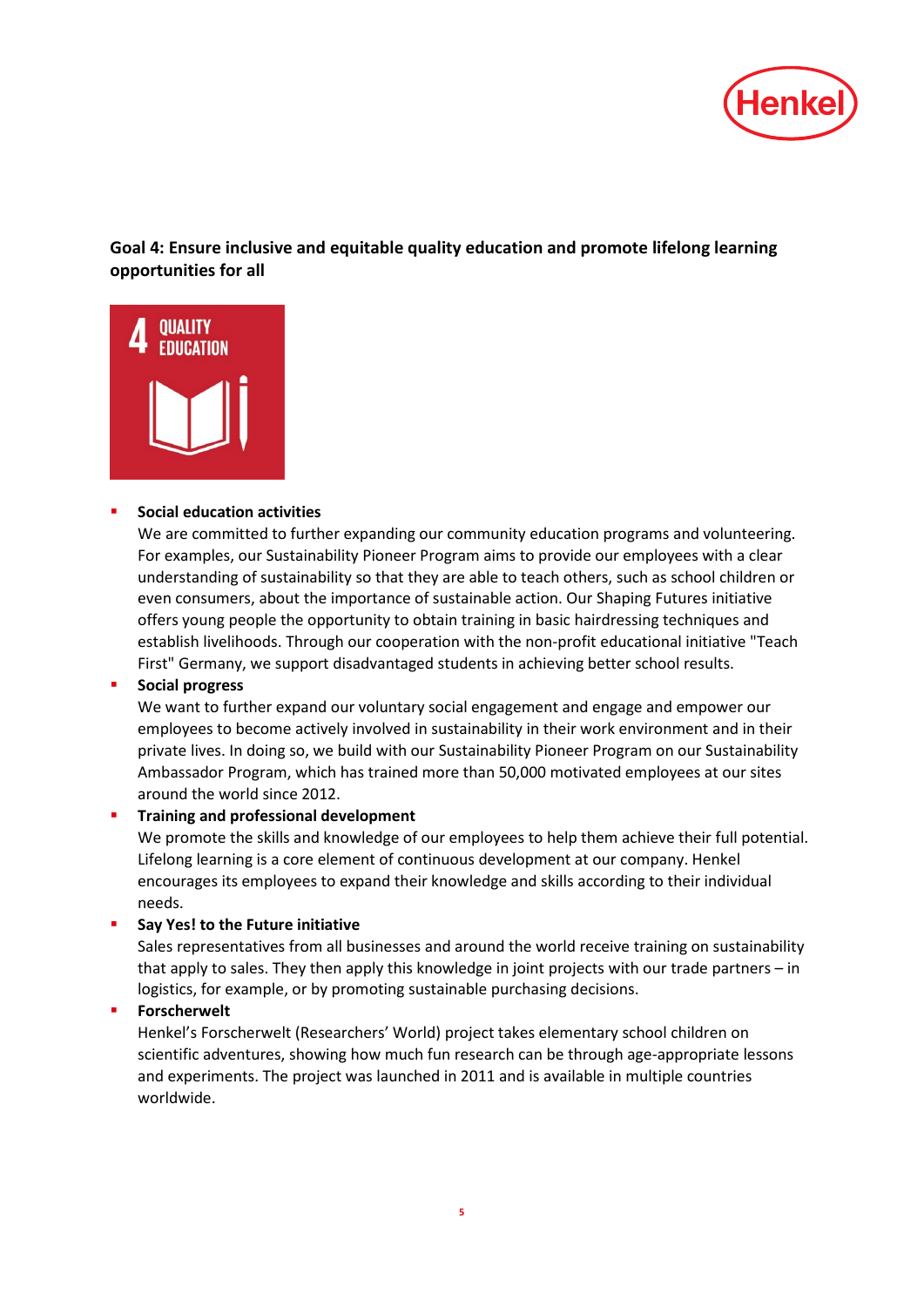**Goal 4: Ensure inclusive and equitable quality education and promote lifelong learning opportunities for all**

- **Social education activities**
  We are committed to further expanding our community education programs and volunteering. For examples, our Sustainability Pioneer Program aims to provide our employees with a clear understanding of sustainability so that they are able to teach others, such as school children or even consumers, about the importance of sustainable action. Our Shaping Futures initiative offers young people the opportunity to obtain training in basic hairdressing techniques and establish livelihoods. Through our cooperation with the non-profit educational initiative "Teach First" Germany, we support disadvantaged students in achieving better school results.
- **Social progress**
  We want to further expand our voluntary social engagement and engage and empower our employees to become actively involved in sustainability in their work environment and in their private lives. In doing so, we build with our Sustainability Pioneer Program on our Sustainability Ambassador Program, which has trained more than 50,000 motivated employees at our sites around the world since 2012.
- **Training and professional development**
  We promote the skills and knowledge of our employees to help them achieve their full potential. Lifelong learning is a core element of continuous development at our company. Henkel encourages its employees to expand their knowledge and skills according to their individual needs.
- **Say Yes! to the Future initiative**
  Sales representatives from all businesses and around the world receive training on sustainability that apply to sales. They then apply this knowledge in joint projects with our trade partners – in logistics, for example, or by promoting sustainable purchasing decisions.
- **Forscherwelt**
  Henkel's Forscherwelt (Researchers' World) project takes elementary school children on scientific adventures, showing how much fun research can be through age-appropriate lessons and experiments. The project was launched in 2011 and is available in multiple countries worldwide.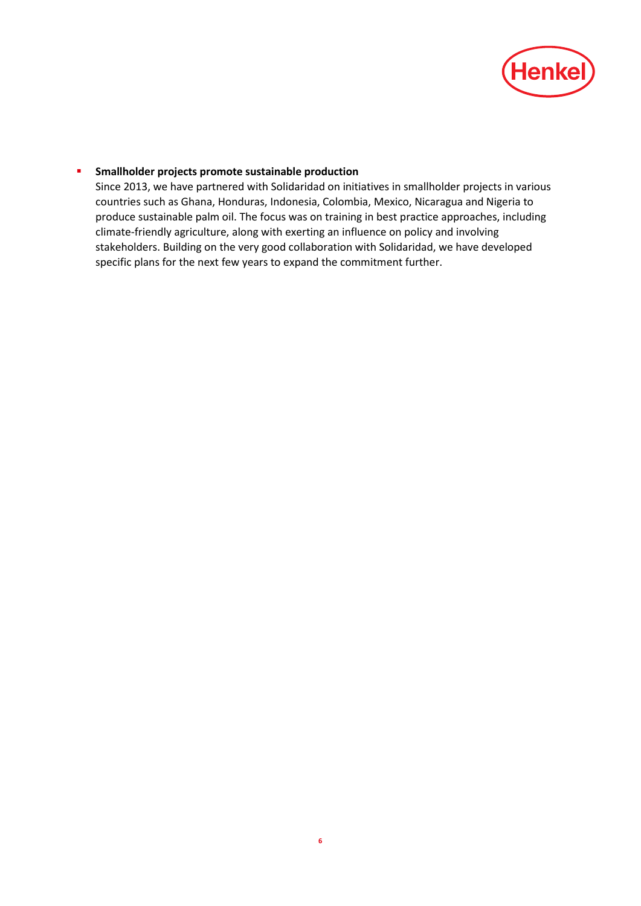- **Smallholder projects promote sustainable production**
  Since 2013, we have partnered with Solidaridad on initiatives in smallholder projects in various countries such as Ghana, Honduras, Indonesia, Colombia, Mexico, Nicaragua and Nigeria to produce sustainable palm oil. The focus was on training in best practice approaches, including climate-friendly agriculture, along with exerting an influence on policy and involving stakeholders. Building on the very good collaboration with Solidaridad, we have developed specific plans for the next few years to expand the commitment further.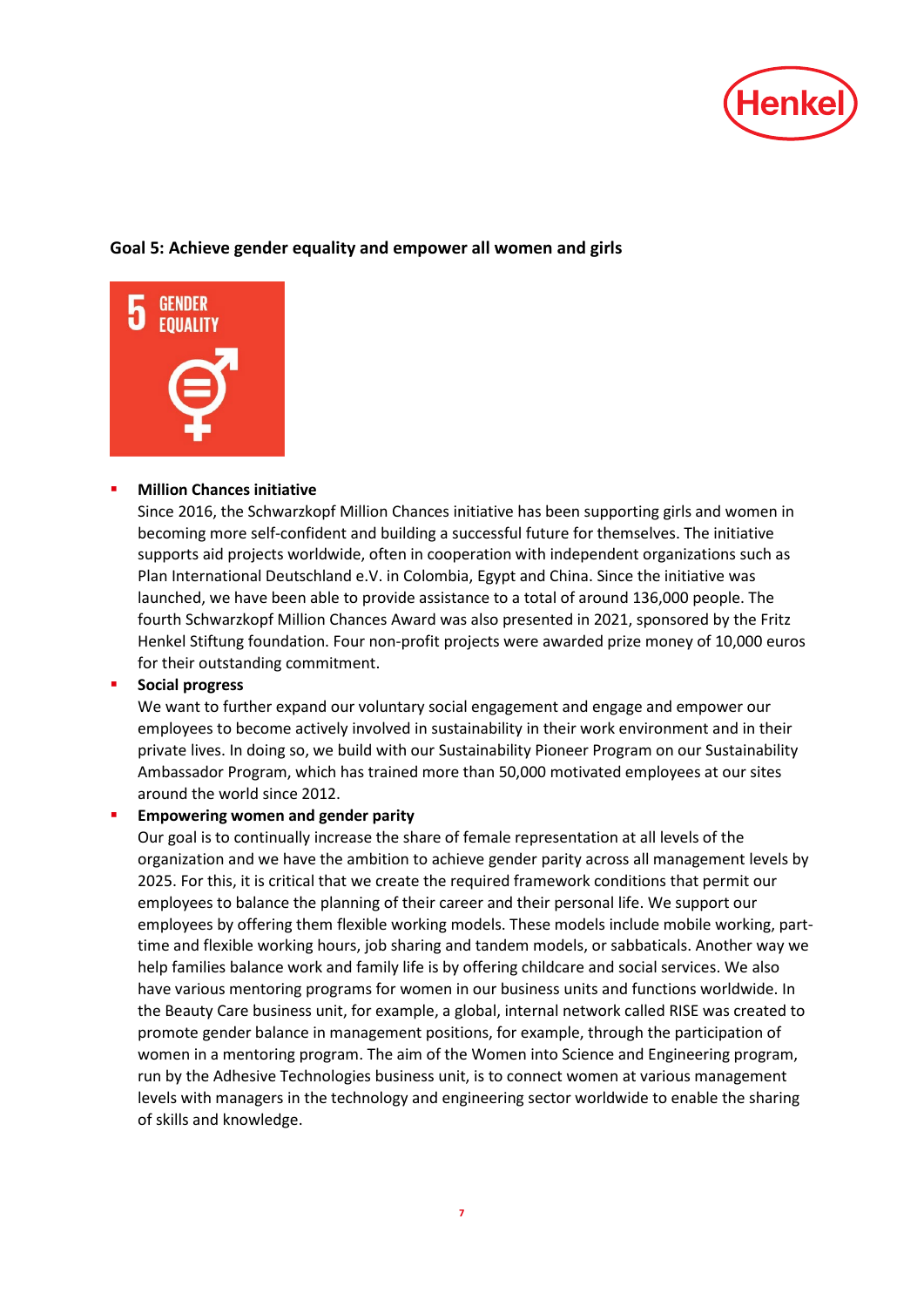## Goal 5: Achieve gender equality and empower all women and girls

- **Million Chances initiative**
  Since 2016, the Schwarzkopf Million Chances initiative has been supporting girls and women in becoming more self-confident and building a successful future for themselves. The initiative supports aid projects worldwide, often in cooperation with independent organizations such as Plan International Deutschland e.V. in Colombia, Egypt and China. Since the initiative was launched, we have been able to provide assistance to a total of around 136,000 people. The fourth Schwarzkopf Million Chances Award was also presented in 2021, sponsored by the Fritz Henkel Stiftung foundation. Four non-profit projects were awarded prize money of 10,000 euros for their outstanding commitment.
- **Social progress**
  We want to further expand our voluntary social engagement and engage and empower our employees to become actively involved in sustainability in their work environment and in their private lives. In doing so, we build with our Sustainability Pioneer Program on our Sustainability Ambassador Program, which has trained more than 50,000 motivated employees at our sites around the world since 2012.
- **Empowering women and gender parity**
  Our goal is to continually increase the share of female representation at all levels of the organization and we have the ambition to achieve gender parity across all management levels by 2025. For this, it is critical that we create the required framework conditions that permit our employees to balance the planning of their career and their personal life. We support our employees by offering them flexible working models. These models include mobile working, part-time and flexible working hours, job sharing and tandem models, or sabbaticals. Another way we help families balance work and family life is by offering childcare and social services. We also have various mentoring programs for women in our business units and functions worldwide. In the Beauty Care business unit, for example, a global, internal network called RISE was created to promote gender balance in management positions, for example, through the participation of women in a mentoring program. The aim of the Women into Science and Engineering program, run by the Adhesive Technologies business unit, is to connect women at various management levels with managers in the technology and engineering sector worldwide to enable the sharing of skills and knowledge.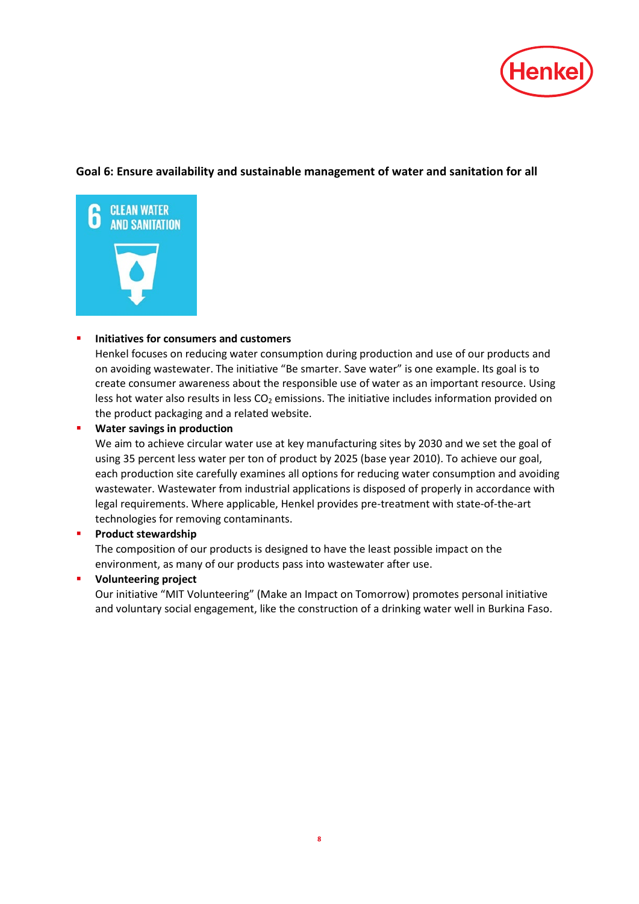## Goal 6: Ensure availability and sustainable management of water and sanitation for all

- **Initiatives for consumers and customers**
  Henkel focuses on reducing water consumption during production and use of our products and on avoiding wastewater. The initiative "Be smarter. Save water" is one example. Its goal is to create consumer awareness about the responsible use of water as an important resource. Using less hot water also results in less $CO_2$ emissions. The initiative includes information provided on the product packaging and a related website.
- **Water savings in production**
  We aim to achieve circular water use at key manufacturing sites by 2030 and we set the goal of using 35 percent less water per ton of product by 2025 (base year 2010). To achieve our goal, each production site carefully examines all options for reducing water consumption and avoiding wastewater. Wastewater from industrial applications is disposed of properly in accordance with legal requirements. Where applicable, Henkel provides pre-treatment with state-of-the-art technologies for removing contaminants.
- **Product stewardship**
  The composition of our products is designed to have the least possible impact on the environment, as many of our products pass into wastewater after use.
- **Volunteering project**
  Our initiative "MIT Volunteering" (Make an Impact on Tomorrow) promotes personal initiative and voluntary social engagement, like the construction of a drinking water well in Burkina Faso.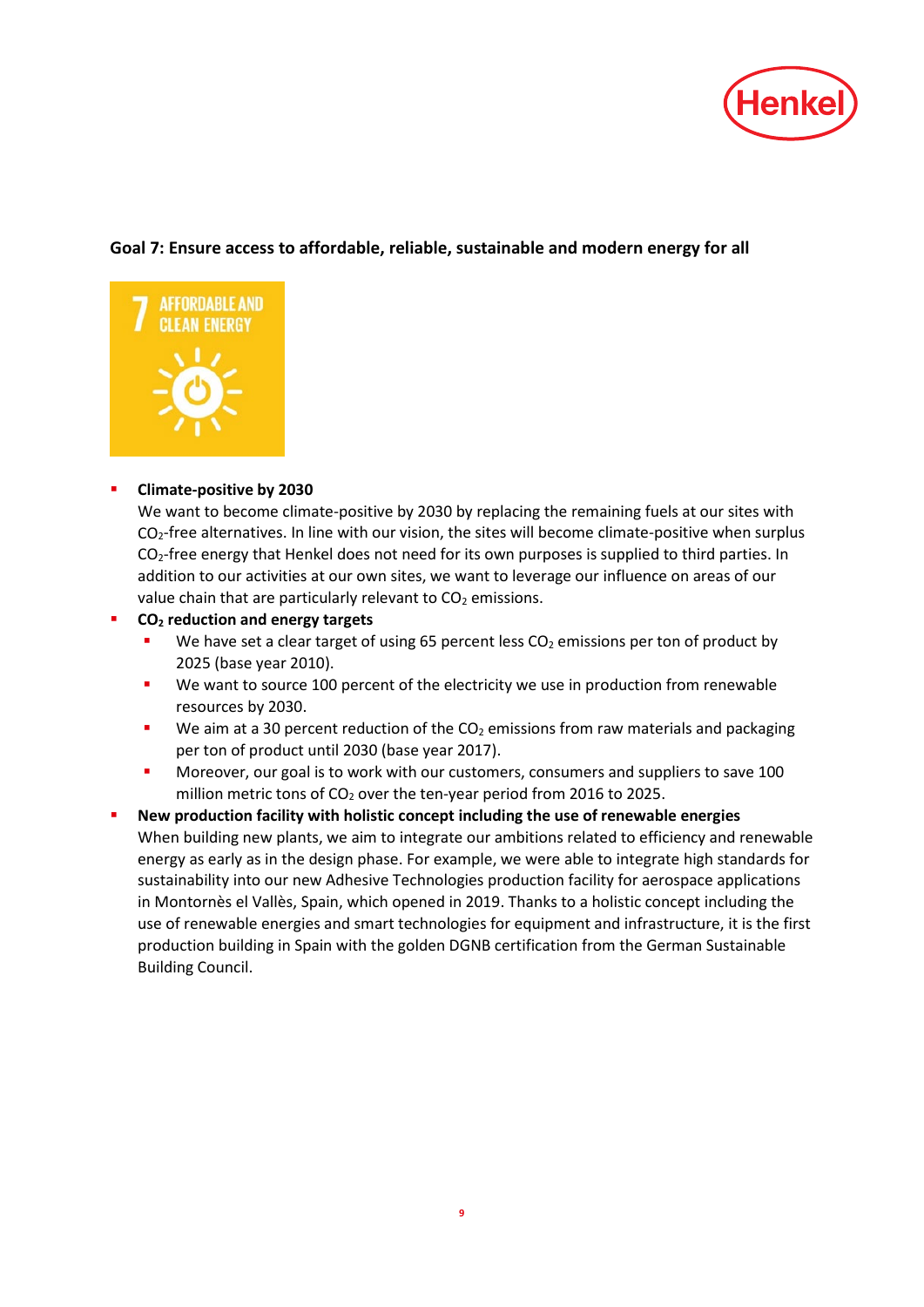## Goal 7: Ensure access to affordable, reliable, sustainable and modern energy for all

- **Climate-positive by 2030**
  We want to become climate-positive by 2030 by replacing the remaining fuels at our sites with $CO_2$-free alternatives. In line with our vision, the sites will become climate-positive when surplus $CO_2$-free energy that Henkel does not need for its own purposes is supplied to third parties. In addition to our activities at our own sites, we want to leverage our influence on areas of our value chain that are particularly relevant to $CO_2$ emissions.
- **$CO_2$ reduction and energy targets**
  - We have set a clear target of using 65 percent less $CO_2$ emissions per ton of product by 2025 (base year 2010).
  - We want to source 100 percent of the electricity we use in production from renewable resources by 2030.
  - We aim at a 30 percent reduction of the $CO_2$ emissions from raw materials and packaging per ton of product until 2030 (base year 2017).
  - Moreover, our goal is to work with our customers, consumers and suppliers to save 100 million metric tons of $CO_2$ over the ten-year period from 2016 to 2025.
- **New production facility with holistic concept including the use of renewable energies**
  When building new plants, we aim to integrate our ambitions related to efficiency and renewable energy as early as in the design phase. For example, we were able to integrate high standards for sustainability into our new Adhesive Technologies production facility for aerospace applications in Montornès el Vallès, Spain, which opened in 2019. Thanks to a holistic concept including the use of renewable energies and smart technologies for equipment and infrastructure, it is the first production building in Spain with the golden DGNB certification from the German Sustainable Building Council.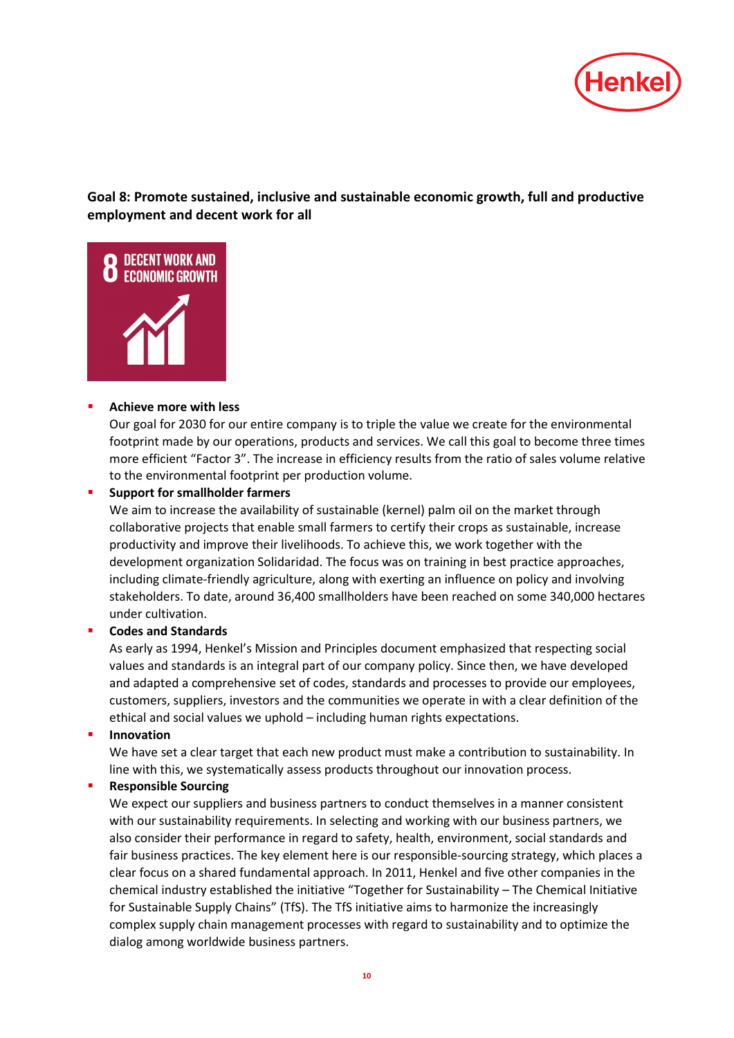**Goal 8: Promote sustained, inclusive and sustainable economic growth, full and productive employment and decent work for all**

- **Achieve more with less**
  Our goal for 2030 for our entire company is to triple the value we create for the environmental footprint made by our operations, products and services. We call this goal to become three times more efficient "Factor 3". The increase in efficiency results from the ratio of sales volume relative to the environmental footprint per production volume.
- **Support for smallholder farmers**
  We aim to increase the availability of sustainable (kernel) palm oil on the market through collaborative projects that enable small farmers to certify their crops as sustainable, increase productivity and improve their livelihoods. To achieve this, we work together with the development organization Solidaridad. The focus was on training in best practice approaches, including climate-friendly agriculture, along with exerting an influence on policy and involving stakeholders. To date, around 36,400 smallholders have been reached on some 340,000 hectares under cultivation.
- **Codes and Standards**
  As early as 1994, Henkel's Mission and Principles document emphasized that respecting social values and standards is an integral part of our company policy. Since then, we have developed and adapted a comprehensive set of codes, standards and processes to provide our employees, customers, suppliers, investors and the communities we operate in with a clear definition of the ethical and social values we uphold – including human rights expectations.
- **Innovation**
  We have set a clear target that each new product must make a contribution to sustainability. In line with this, we systematically assess products throughout our innovation process.
- **Responsible Sourcing**
  We expect our suppliers and business partners to conduct themselves in a manner consistent with our sustainability requirements. In selecting and working with our business partners, we also consider their performance in regard to safety, health, environment, social standards and fair business practices. The key element here is our responsible-sourcing strategy, which places a clear focus on a shared fundamental approach. In 2011, Henkel and five other companies in the chemical industry established the initiative "Together for Sustainability – The Chemical Initiative for Sustainable Supply Chains" (TfS). The TfS initiative aims to harmonize the increasingly complex supply chain management processes with regard to sustainability and to optimize the dialog among worldwide business partners.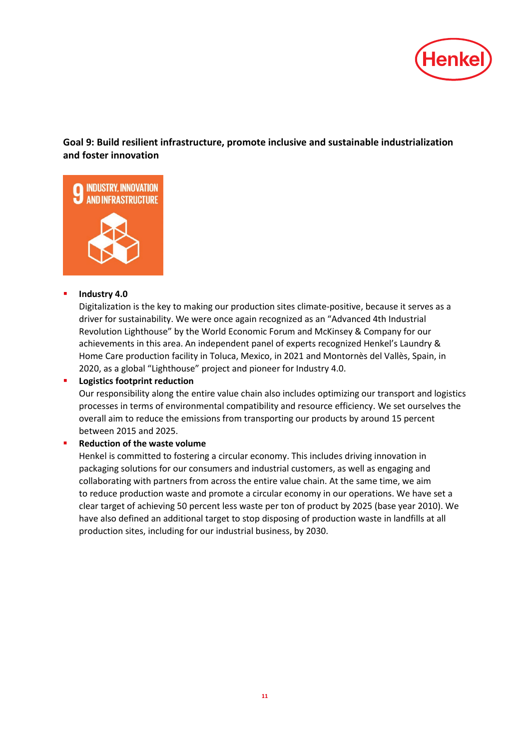**Goal 9: Build resilient infrastructure, promote inclusive and sustainable industrialization and foster innovation**

- **Industry 4.0**
  Digitalization is the key to making our production sites climate-positive, because it serves as a driver for sustainability. We were once again recognized as an "Advanced 4th Industrial Revolution Lighthouse" by the World Economic Forum and McKinsey & Company for our achievements in this area. An independent panel of experts recognized Henkel's Laundry & Home Care production facility in Toluca, Mexico, in 2021 and Montornès del Vallès, Spain, in 2020, as a global "Lighthouse" project and pioneer for Industry 4.0.
- **Logistics footprint reduction**
  Our responsibility along the entire value chain also includes optimizing our transport and logistics processes in terms of environmental compatibility and resource efficiency. We set ourselves the overall aim to reduce the emissions from transporting our products by around 15 percent between 2015 and 2025.
- **Reduction of the waste volume**
  Henkel is committed to fostering a circular economy. This includes driving innovation in packaging solutions for our consumers and industrial customers, as well as engaging and collaborating with partners from across the entire value chain. At the same time, we aim to reduce production waste and promote a circular economy in our operations. We have set a clear target of achieving 50 percent less waste per ton of product by 2025 (base year 2010). We have also defined an additional target to stop disposing of production waste in landfills at all production sites, including for our industrial business, by 2030.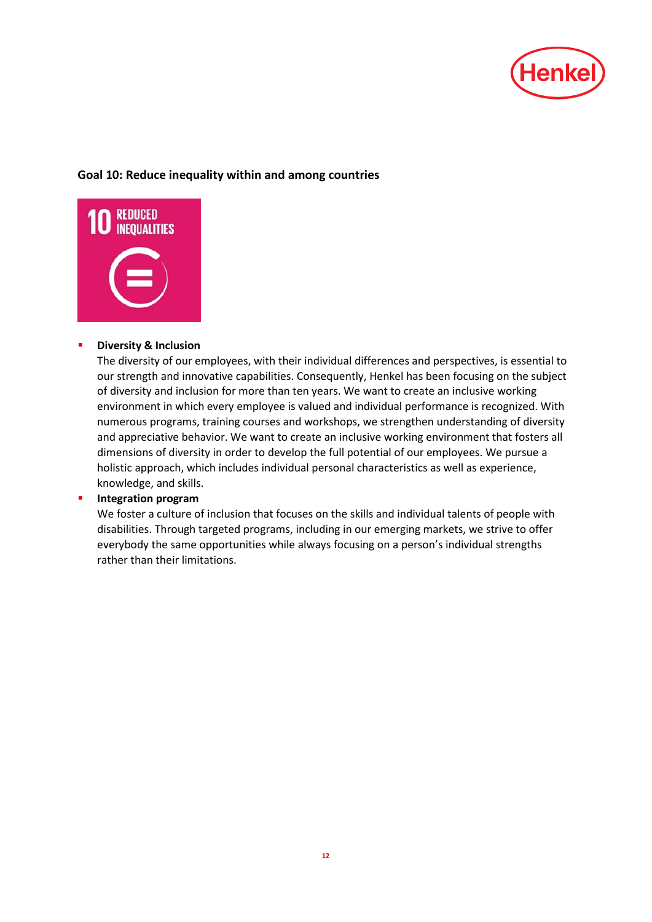## Goal 10: Reduce inequality within and among countries

- **Diversity & Inclusion**
  The diversity of our employees, with their individual differences and perspectives, is essential to our strength and innovative capabilities. Consequently, Henkel has been focusing on the subject of diversity and inclusion for more than ten years. We want to create an inclusive working environment in which every employee is valued and individual performance is recognized. With numerous programs, training courses and workshops, we strengthen understanding of diversity and appreciative behavior. We want to create an inclusive working environment that fosters all dimensions of diversity in order to develop the full potential of our employees. We pursue a holistic approach, which includes individual personal characteristics as well as experience, knowledge, and skills.
- **Integration program**
  We foster a culture of inclusion that focuses on the skills and individual talents of people with disabilities. Through targeted programs, including in our emerging markets, we strive to offer everybody the same opportunities while always focusing on a person's individual strengths rather than their limitations.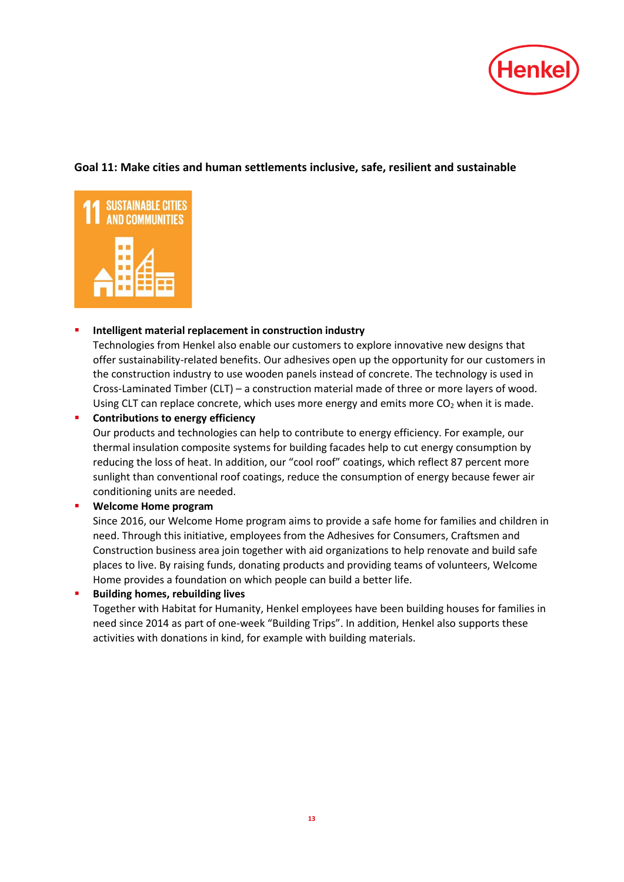## Goal 11: Make cities and human settlements inclusive, safe, resilient and sustainable

- **Intelligent material replacement in construction industry**
  Technologies from Henkel also enable our customers to explore innovative new designs that offer sustainability-related benefits. Our adhesives open up the opportunity for our customers in the construction industry to use wooden panels instead of concrete. The technology is used in Cross-Laminated Timber (CLT) – a construction material made of three or more layers of wood. Using CLT can replace concrete, which uses more energy and emits more $CO_2$ when it is made.
- **Contributions to energy efficiency**
  Our products and technologies can help to contribute to energy efficiency. For example, our thermal insulation composite systems for building facades help to cut energy consumption by reducing the loss of heat. In addition, our "cool roof" coatings, which reflect 87 percent more sunlight than conventional roof coatings, reduce the consumption of energy because fewer air conditioning units are needed.
- **Welcome Home program**
  Since 2016, our Welcome Home program aims to provide a safe home for families and children in need. Through this initiative, employees from the Adhesives for Consumers, Craftsmen and Construction business area join together with aid organizations to help renovate and build safe places to live. By raising funds, donating products and providing teams of volunteers, Welcome Home provides a foundation on which people can build a better life.
- **Building homes, rebuilding lives**
  Together with Habitat for Humanity, Henkel employees have been building houses for families in need since 2014 as part of one-week "Building Trips". In addition, Henkel also supports these activities with donations in kind, for example with building materials.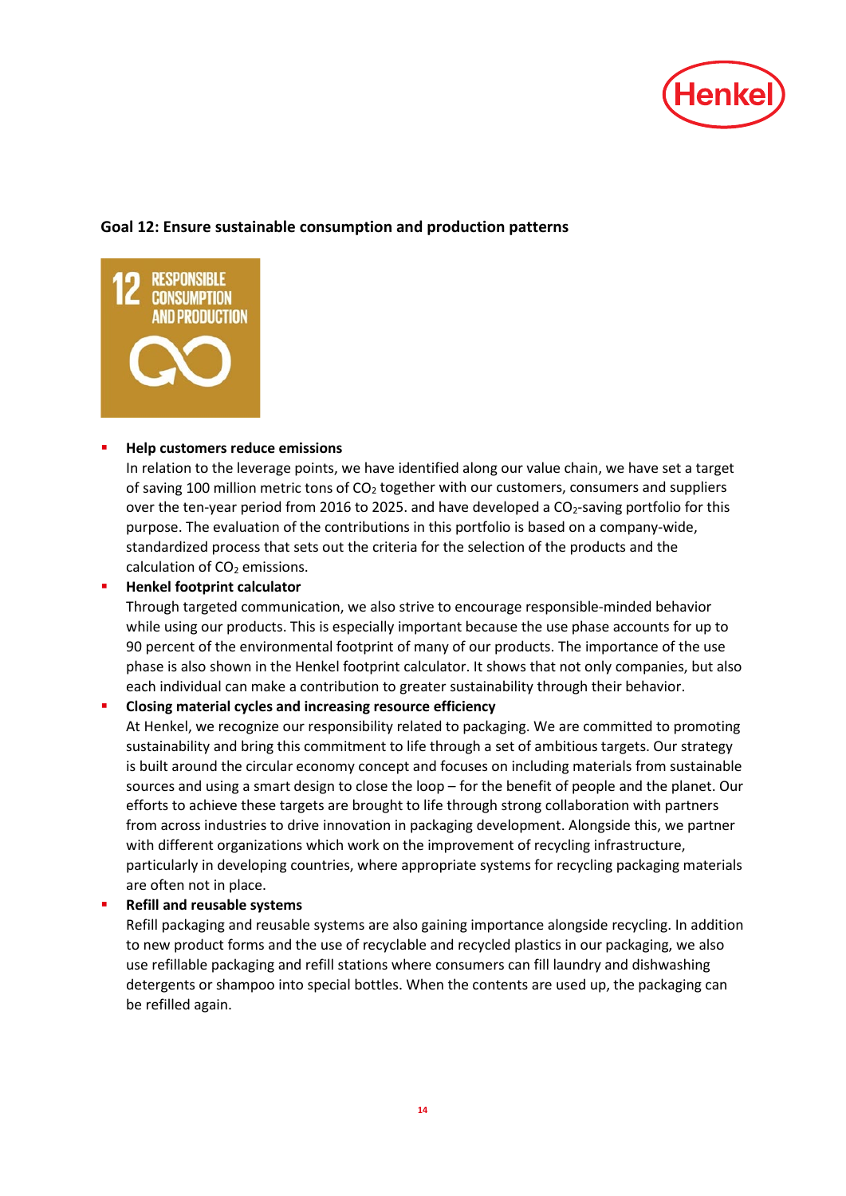## Goal 12: Ensure sustainable consumption and production patterns

- **Help customers reduce emissions**
  In relation to the leverage points, we have identified along our value chain, we have set a target of saving 100 million metric tons of $CO_2$ together with our customers, consumers and suppliers over the ten-year period from 2016 to 2025. and have developed a $CO_2$-saving portfolio for this purpose. The evaluation of the contributions in this portfolio is based on a company-wide, standardized process that sets out the criteria for the selection of the products and the calculation of $CO_2$ emissions.
- **Henkel footprint calculator**
  Through targeted communication, we also strive to encourage responsible-minded behavior while using our products. This is especially important because the use phase accounts for up to 90 percent of the environmental footprint of many of our products. The importance of the use phase is also shown in the Henkel footprint calculator. It shows that not only companies, but also each individual can make a contribution to greater sustainability through their behavior.
- **Closing material cycles and increasing resource efficiency**
  At Henkel, we recognize our responsibility related to packaging. We are committed to promoting sustainability and bring this commitment to life through a set of ambitious targets. Our strategy is built around the circular economy concept and focuses on including materials from sustainable sources and using a smart design to close the loop – for the benefit of people and the planet. Our efforts to achieve these targets are brought to life through strong collaboration with partners from across industries to drive innovation in packaging development. Alongside this, we partner with different organizations which work on the improvement of recycling infrastructure, particularly in developing countries, where appropriate systems for recycling packaging materials are often not in place.
- **Refill and reusable systems**
  Refill packaging and reusable systems are also gaining importance alongside recycling. In addition to new product forms and the use of recyclable and recycled plastics in our packaging, we also use refillable packaging and refill stations where consumers can fill laundry and dishwashing detergents or shampoo into special bottles. When the contents are used up, the packaging can be refilled again.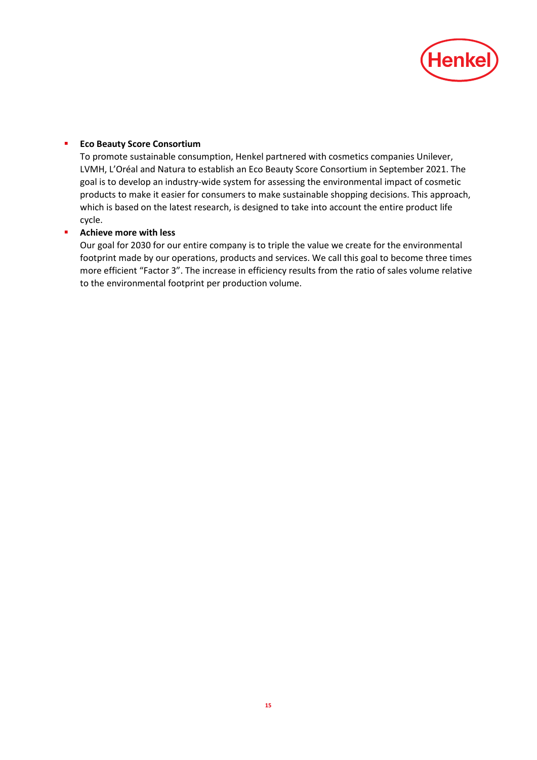- **Eco Beauty Score Consortium**
  To promote sustainable consumption, Henkel partnered with cosmetics companies Unilever, LVMH, L'Oréal and Natura to establish an Eco Beauty Score Consortium in September 2021. The goal is to develop an industry-wide system for assessing the environmental impact of cosmetic products to make it easier for consumers to make sustainable shopping decisions. This approach, which is based on the latest research, is designed to take into account the entire product life cycle.
- **Achieve more with less**
  Our goal for 2030 for our entire company is to triple the value we create for the environmental footprint made by our operations, products and services. We call this goal to become three times more efficient "Factor 3". The increase in efficiency results from the ratio of sales volume relative to the environmental footprint per production volume.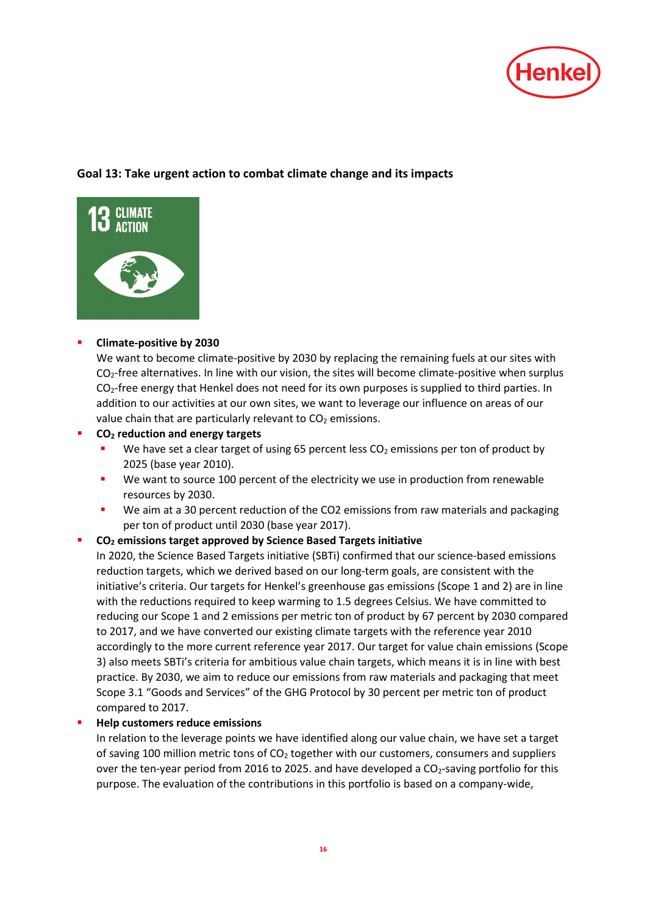## Goal 13: Take urgent action to combat climate change and its impacts

- **Climate-positive by 2030**
  We want to become climate-positive by 2030 by replacing the remaining fuels at our sites with $CO_2$-free alternatives. In line with our vision, the sites will become climate-positive when surplus $CO_2$-free energy that Henkel does not need for its own purposes is supplied to third parties. In addition to our activities at our own sites, we want to leverage our influence on areas of our value chain that are particularly relevant to $CO_2$ emissions.
- **$CO_2$ reduction and energy targets**
  - We have set a clear target of using 65 percent less $CO_2$ emissions per ton of product by 2025 (base year 2010).
  - We want to source 100 percent of the electricity we use in production from renewable resources by 2030.
  - We aim at a 30 percent reduction of the CO2 emissions from raw materials and packaging per ton of product until 2030 (base year 2017).
- **$CO_2$ emissions target approved by Science Based Targets initiative**
  In 2020, the Science Based Targets initiative (SBTi) confirmed that our science-based emissions reduction targets, which we derived based on our long-term goals, are consistent with the initiative's criteria. Our targets for Henkel's greenhouse gas emissions (Scope 1 and 2) are in line with the reductions required to keep warming to 1.5 degrees Celsius. We have committed to reducing our Scope 1 and 2 emissions per metric ton of product by 67 percent by 2030 compared to 2017, and we have converted our existing climate targets with the reference year 2010 accordingly to the more current reference year 2017. Our target for value chain emissions (Scope 3) also meets SBTi's criteria for ambitious value chain targets, which means it is in line with best practice. By 2030, we aim to reduce our emissions from raw materials and packaging that meet Scope 3.1 "Goods and Services" of the GHG Protocol by 30 percent per metric ton of product compared to 2017.
- **Help customers reduce emissions**
  In relation to the leverage points we have identified along our value chain, we have set a target of saving 100 million metric tons of $CO_2$ together with our customers, consumers and suppliers over the ten-year period from 2016 to 2025. and have developed a $CO_2$-saving portfolio for this purpose. The evaluation of the contributions in this portfolio is based on a company-wide,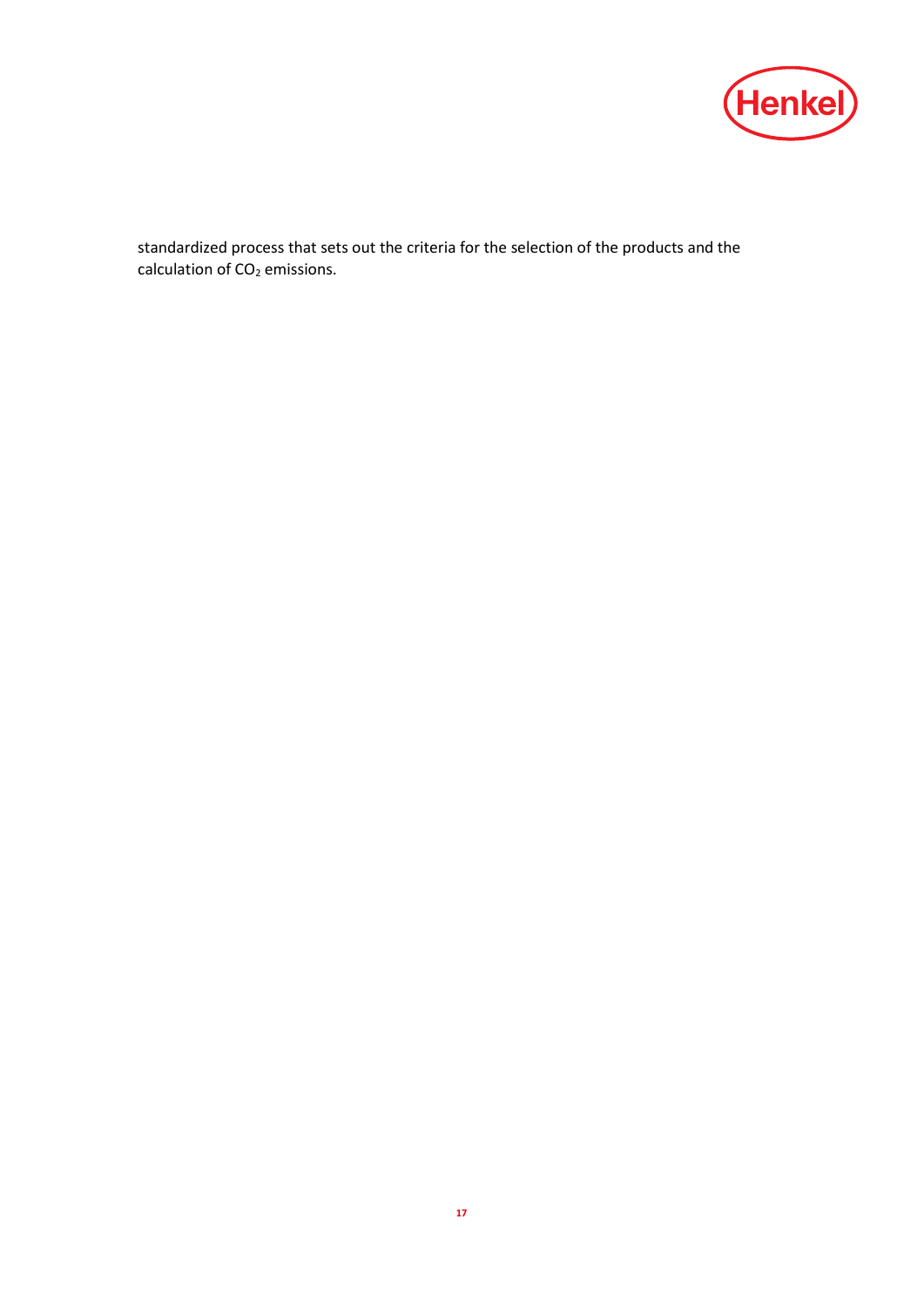standardized process that sets out the criteria for the selection of the products and the calculation of $CO_2$ emissions.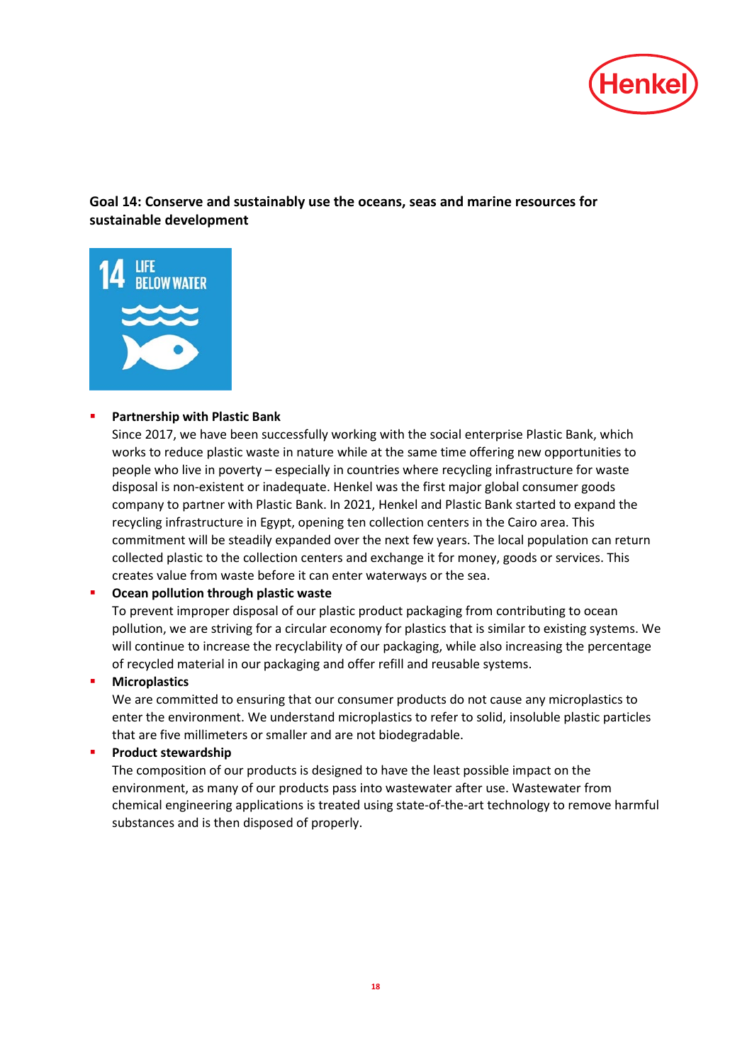## Goal 14: Conserve and sustainably use the oceans, seas and marine resources for sustainable development

- **Partnership with Plastic Bank**
  Since 2017, we have been successfully working with the social enterprise Plastic Bank, which works to reduce plastic waste in nature while at the same time offering new opportunities to people who live in poverty – especially in countries where recycling infrastructure for waste disposal is non-existent or inadequate. Henkel was the first major global consumer goods company to partner with Plastic Bank. In 2021, Henkel and Plastic Bank started to expand the recycling infrastructure in Egypt, opening ten collection centers in the Cairo area. This commitment will be steadily expanded over the next few years. The local population can return collected plastic to the collection centers and exchange it for money, goods or services. This creates value from waste before it can enter waterways or the sea.
- **Ocean pollution through plastic waste**
  To prevent improper disposal of our plastic product packaging from contributing to ocean pollution, we are striving for a circular economy for plastics that is similar to existing systems. We will continue to increase the recyclability of our packaging, while also increasing the percentage of recycled material in our packaging and offer refill and reusable systems.
- **Microplastics**
  We are committed to ensuring that our consumer products do not cause any microplastics to enter the environment. We understand microplastics to refer to solid, insoluble plastic particles that are five millimeters or smaller and are not biodegradable.
- **Product stewardship**
  The composition of our products is designed to have the least possible impact on the environment, as many of our products pass into wastewater after use. Wastewater from chemical engineering applications is treated using state-of-the-art technology to remove harmful substances and is then disposed of properly.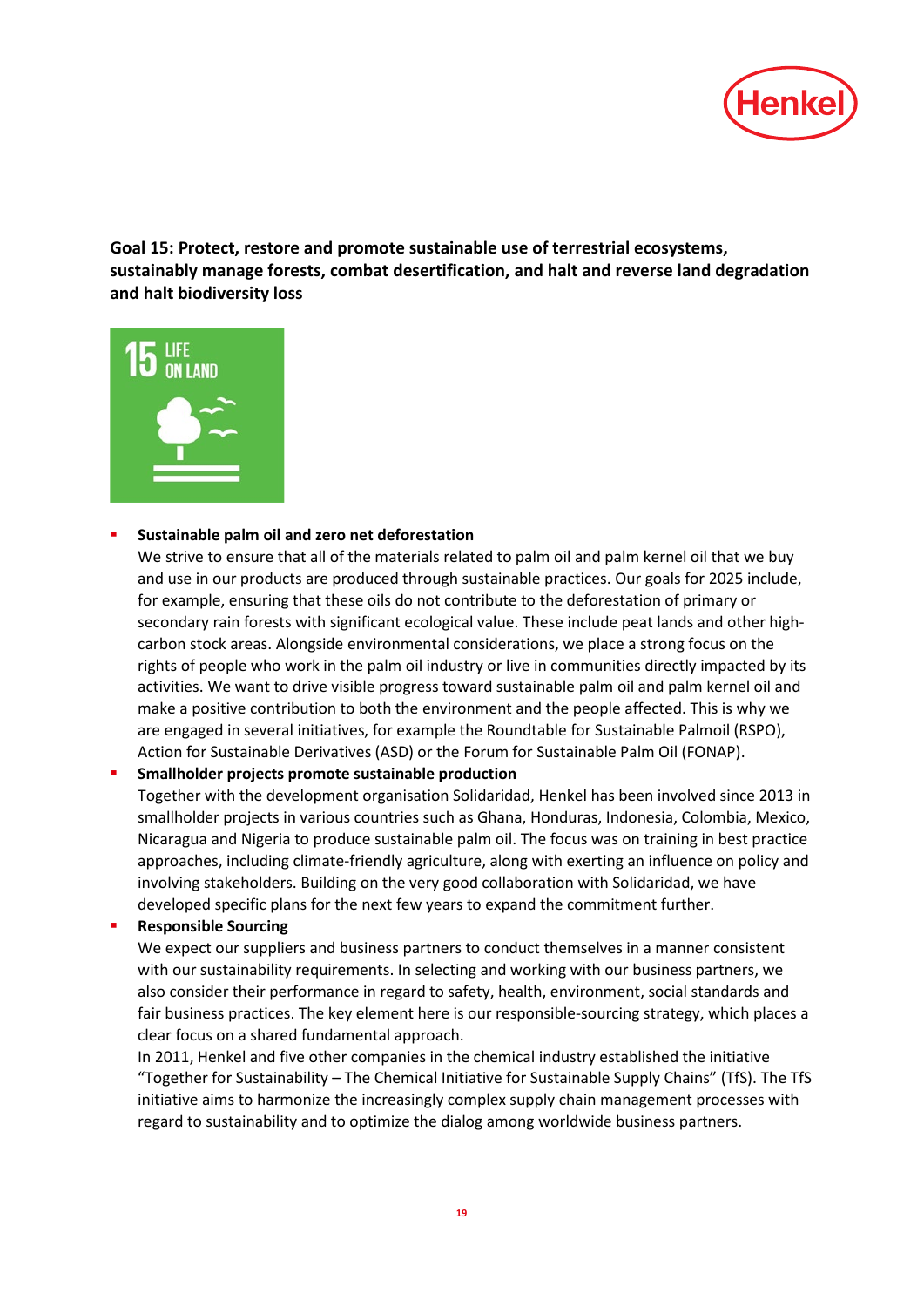**Goal 15: Protect, restore and promote sustainable use of terrestrial ecosystems, sustainably manage forests, combat desertification, and halt and reverse land degradation and halt biodiversity loss**

- **Sustainable palm oil and zero net deforestation**
  We strive to ensure that all of the materials related to palm oil and palm kernel oil that we buy and use in our products are produced through sustainable practices. Our goals for 2025 include, for example, ensuring that these oils do not contribute to the deforestation of primary or secondary rain forests with significant ecological value. These include peat lands and other high-carbon stock areas. Alongside environmental considerations, we place a strong focus on the rights of people who work in the palm oil industry or live in communities directly impacted by its activities. We want to drive visible progress toward sustainable palm oil and palm kernel oil and make a positive contribution to both the environment and the people affected. This is why we are engaged in several initiatives, for example the Roundtable for Sustainable Palmoil (RSPO), Action for Sustainable Derivatives (ASD) or the Forum for Sustainable Palm Oil (FONAP).
- **Smallholder projects promote sustainable production**
  Together with the development organisation Solidaridad, Henkel has been involved since 2013 in smallholder projects in various countries such as Ghana, Honduras, Indonesia, Colombia, Mexico, Nicaragua and Nigeria to produce sustainable palm oil. The focus was on training in best practice approaches, including climate-friendly agriculture, along with exerting an influence on policy and involving stakeholders. Building on the very good collaboration with Solidaridad, we have developed specific plans for the next few years to expand the commitment further.
- **Responsible Sourcing**
  We expect our suppliers and business partners to conduct themselves in a manner consistent with our sustainability requirements. In selecting and working with our business partners, we also consider their performance in regard to safety, health, environment, social standards and fair business practices. The key element here is our responsible-sourcing strategy, which places a clear focus on a shared fundamental approach.
  In 2011, Henkel and five other companies in the chemical industry established the initiative "Together for Sustainability – The Chemical Initiative for Sustainable Supply Chains" (TfS). The TfS initiative aims to harmonize the increasingly complex supply chain management processes with regard to sustainability and to optimize the dialog among worldwide business partners.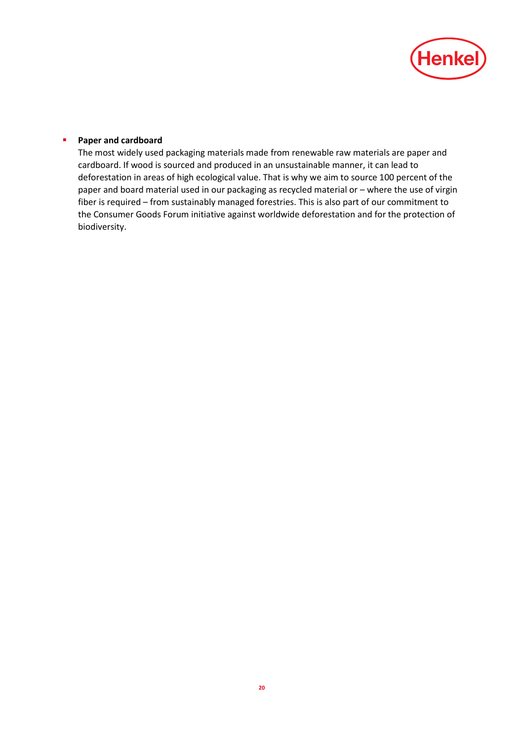- **Paper and cardboard**
  The most widely used packaging materials made from renewable raw materials are paper and cardboard. If wood is sourced and produced in an unsustainable manner, it can lead to deforestation in areas of high ecological value. That is why we aim to source 100 percent of the paper and board material used in our packaging as recycled material or – where the use of virgin fiber is required – from sustainably managed forestries. This is also part of our commitment to the Consumer Goods Forum initiative against worldwide deforestation and for the protection of biodiversity.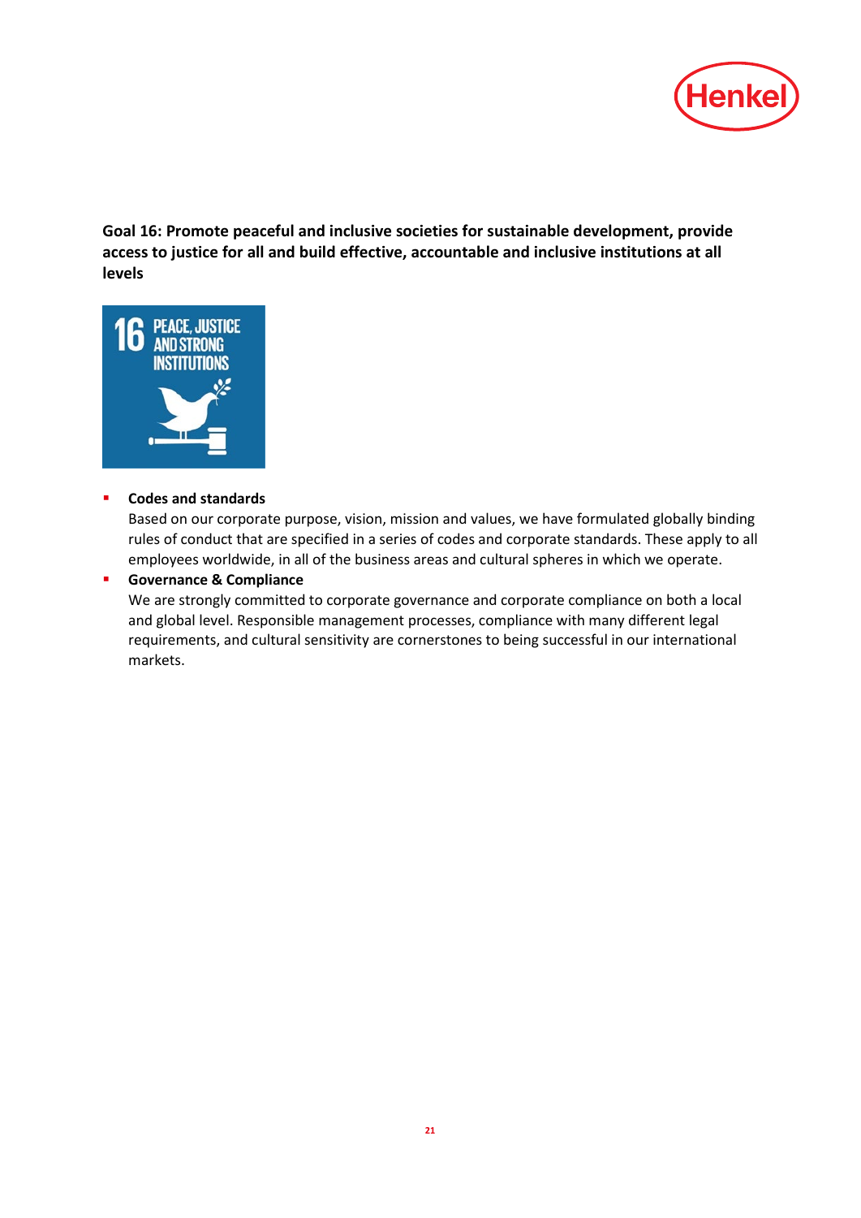**Goal 16: Promote peaceful and inclusive societies for sustainable development, provide access to justice for all and build effective, accountable and inclusive institutions at all levels**

- **Codes and standards**
  Based on our corporate purpose, vision, mission and values, we have formulated globally binding rules of conduct that are specified in a series of codes and corporate standards. These apply to all employees worldwide, in all of the business areas and cultural spheres in which we operate.
- **Governance & Compliance**
  We are strongly committed to corporate governance and corporate compliance on both a local and global level. Responsible management processes, compliance with many different legal requirements, and cultural sensitivity are cornerstones to being successful in our international markets.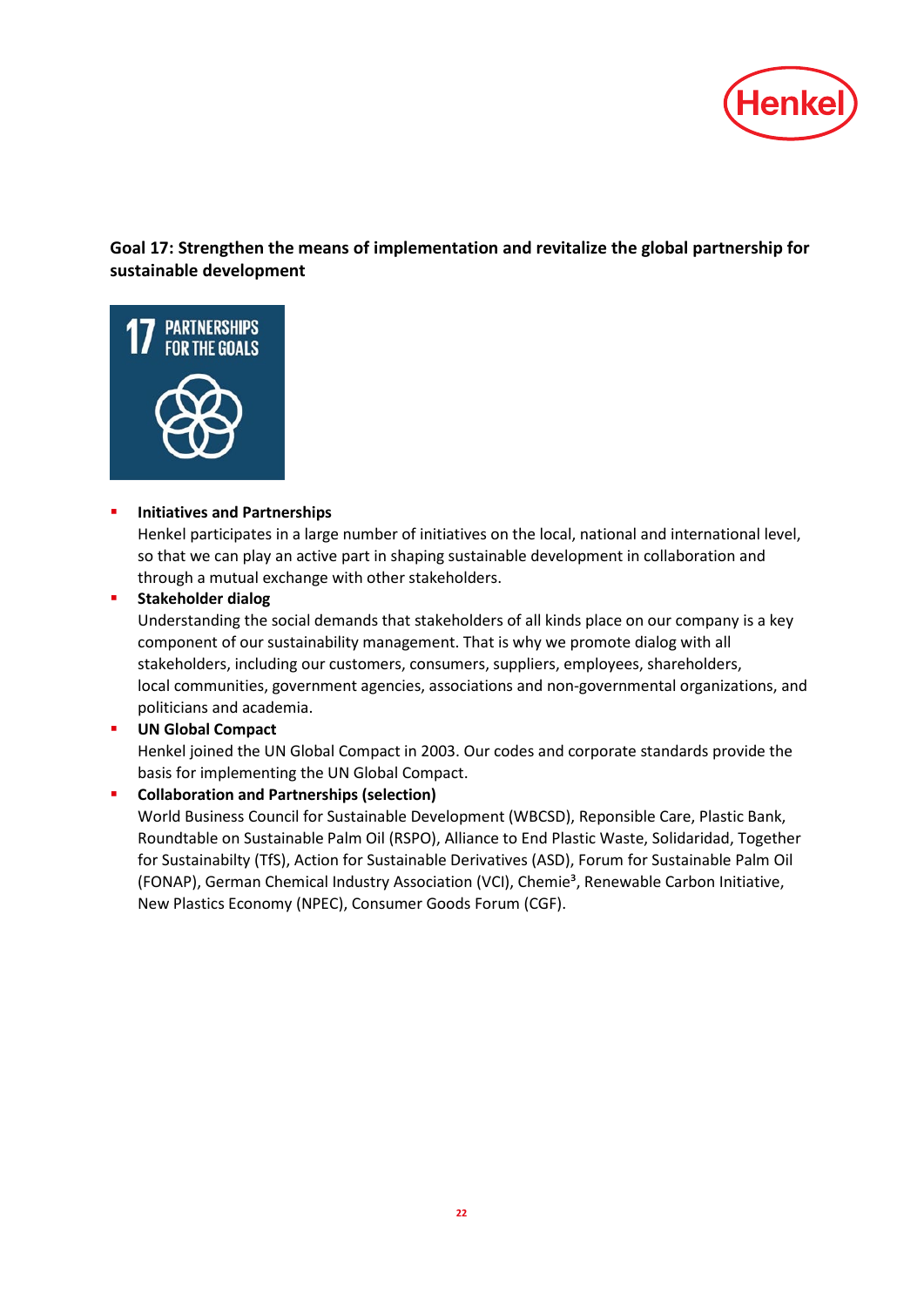**Goal 17: Strengthen the means of implementation and revitalize the global partnership for sustainable development**

- **Initiatives and Partnerships**
  Henkel participates in a large number of initiatives on the local, national and international level, so that we can play an active part in shaping sustainable development in collaboration and through a mutual exchange with other stakeholders.
- **Stakeholder dialog**
  Understanding the social demands that stakeholders of all kinds place on our company is a key component of our sustainability management. That is why we promote dialog with all stakeholders, including our customers, consumers, suppliers, employees, shareholders, local communities, government agencies, associations and non-governmental organizations, and politicians and academia.
- **UN Global Compact**
  Henkel joined the UN Global Compact in 2003. Our codes and corporate standards provide the basis for implementing the UN Global Compact.
- **Collaboration and Partnerships (selection)**
  World Business Council for Sustainable Development (WBCSD), Reponsible Care, Plastic Bank, Roundtable on Sustainable Palm Oil (RSPO), Alliance to End Plastic Waste, Solidaridad, Together for Sustainabilty (TfS), Action for Sustainable Derivatives (ASD), Forum for Sustainable Palm Oil (FONAP), German Chemical Industry Association (VCI), Chemie³, Renewable Carbon Initiative, New Plastics Economy (NPEC), Consumer Goods Forum (CGF).